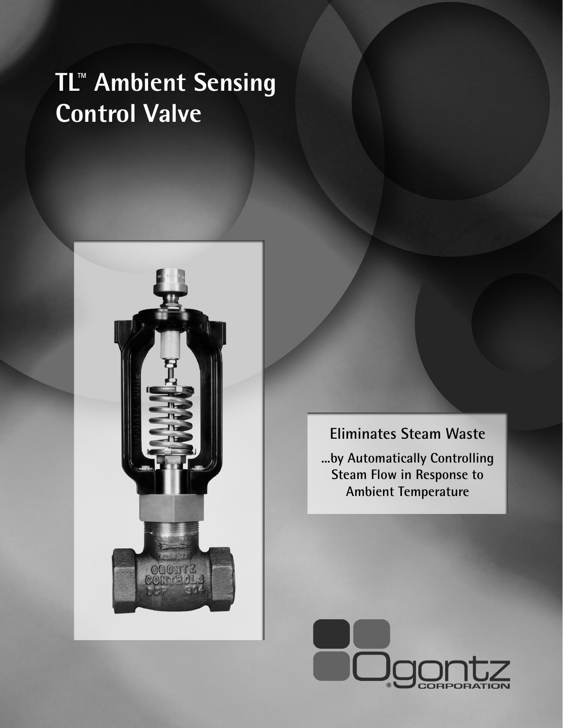# TL™ Ambient Sensing Control Valve

## Eliminates Steam Waste

**...by Automatically Controlling Steam Flow in Response to Ambient Temperature**

Ogontz® CORPORATION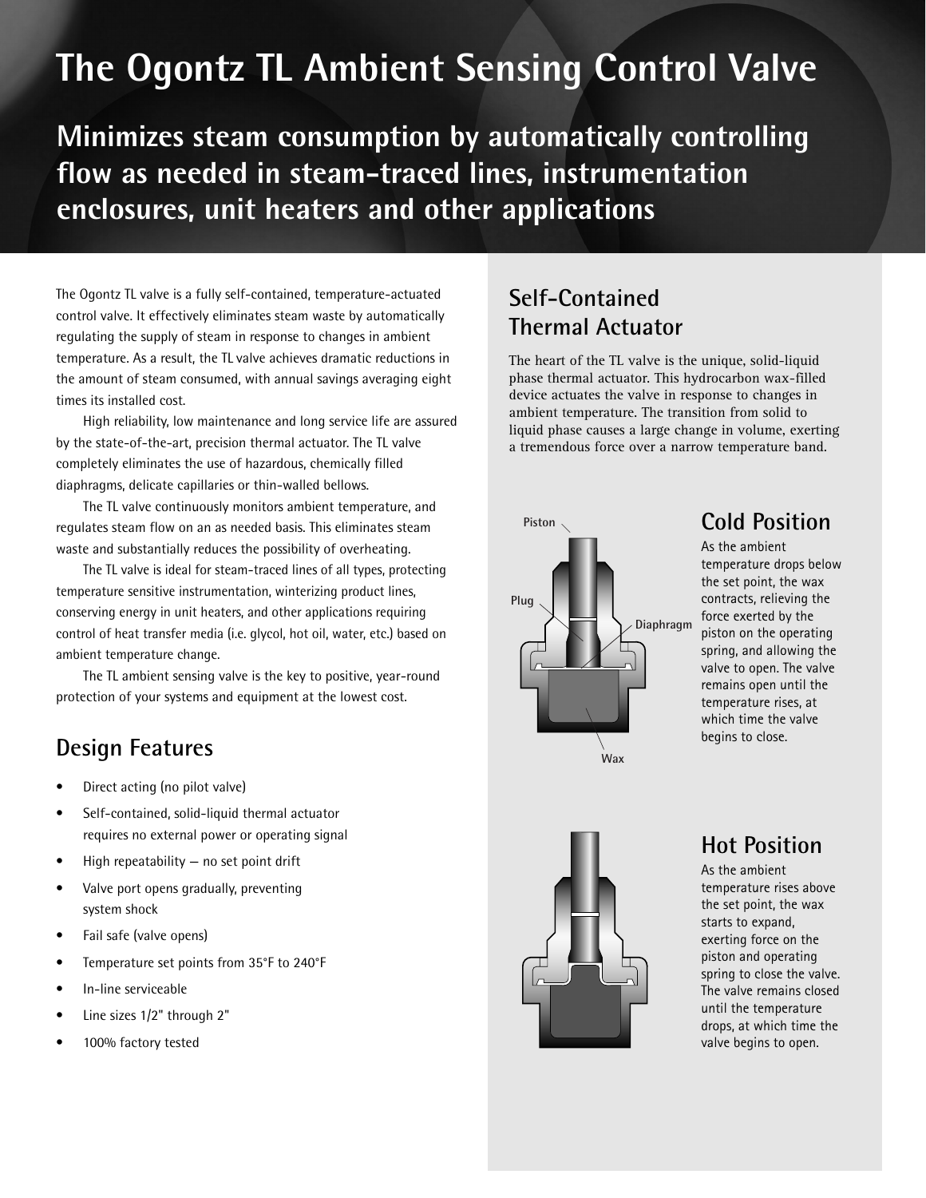# The Ogontz TL Ambient Sensing Control Valve

## Minimizes steam consumption by automatically controlling flow as needed in steam-traced lines, instrumentation enclosures, unit heaters and other applications

The Ogontz TL valve is a fully self-contained, temperature-actuated control valve. It effectively eliminates steam waste by automatically regulating the supply of steam in response to changes in ambient temperature. As a result, the TL valve achieves dramatic reductions in the amount of steam consumed, with annual savings averaging eight times its installed cost.

High reliability, low maintenance and long service life are assured by the state-of-the-art, precision thermal actuator. The TL valve completely eliminates the use of hazardous, chemically filled diaphragms, delicate capillaries or thin-walled bellows.

The TL valve continuously monitors ambient temperature, and regulates steam flow on an as needed basis. This eliminates steam waste and substantially reduces the possibility of overheating.

The TL valve is ideal for steam-traced lines of all types, protecting temperature sensitive instrumentation, winterizing product lines, conserving energy in unit heaters, and other applications requiring control of heat transfer media (i.e. glycol, hot oil, water, etc.) based on ambient temperature change.

The TL ambient sensing valve is the key to positive, year-round protection of your systems and equipment at the lowest cost.

## Design Features

- Direct acting (no pilot valve)
- Self-contained, solid-liquid thermal actuator requires no external power or operating signal
- High repeatability — no set point drift
- Valve port opens gradually, preventing system shock
- Fail safe (valve opens)
- Temperature set points from 35°F to 240°F
- In-line serviceable
- Line sizes 1/2" through 2"
- 100% factory tested

## Self-Contained Thermal Actuator

The heart of the TL valve is the unique, solid-liquid phase thermal actuator. This hydrocarbon wax-filled device actuates the valve in response to changes in ambient temperature. The transition from solid to liquid phase causes a large change in volume, exerting a tremendous force over a narrow temperature band.

Piston

Plug

Diaphragm

Wax

## Cold Position

As the ambient temperature drops below the set point, the wax contracts, relieving the force exerted by the piston on the operating spring, and allowing the valve to open. The valve remains open until the temperature rises, at which time the valve begins to close.

## Hot Position

As the ambient temperature rises above the set point, the wax starts to expand, exerting force on the piston and operating spring to close the valve. The valve remains closed until the temperature drops, at which time the valve begins to open.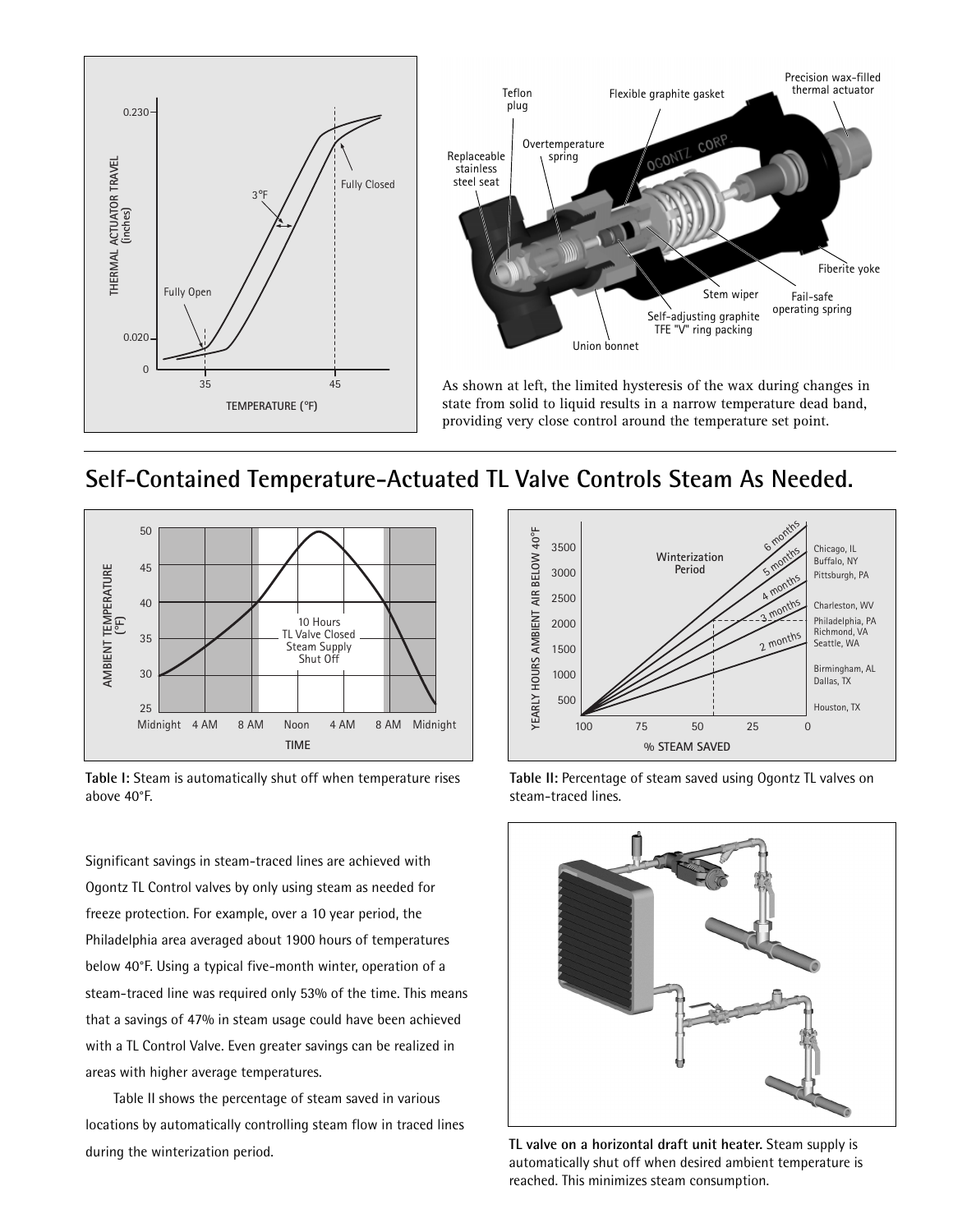As shown at left, the limited hysteresis of the wax during changes in state from solid to liquid results in a narrow temperature dead band, providing very close control around the temperature set point.

## Self-Contained Temperature-Actuated TL Valve Controls Steam As Needed.

**Table I:** Steam is automatically shut off when temperature rises above 40°F.

**Table II:** Percentage of steam saved using Ogontz TL valves on steam-traced lines.

Significant savings in steam-traced lines are achieved with Ogontz TL Control valves by only using steam as needed for freeze protection. For example, over a 10 year period, the Philadelphia area averaged about 1900 hours of temperatures below 40°F. Using a typical five-month winter, operation of a steam-traced line was required only 53% of the time. This means that a savings of 47% in steam usage could have been achieved with a TL Control Valve. Even greater savings can be realized in areas with higher average temperatures.

Table II shows the percentage of steam saved in various locations by automatically controlling steam flow in traced lines during the winterization period.

**TL valve on a horizontal draft unit heater.** Steam supply is automatically shut off when desired ambient temperature is reached. This minimizes steam consumption.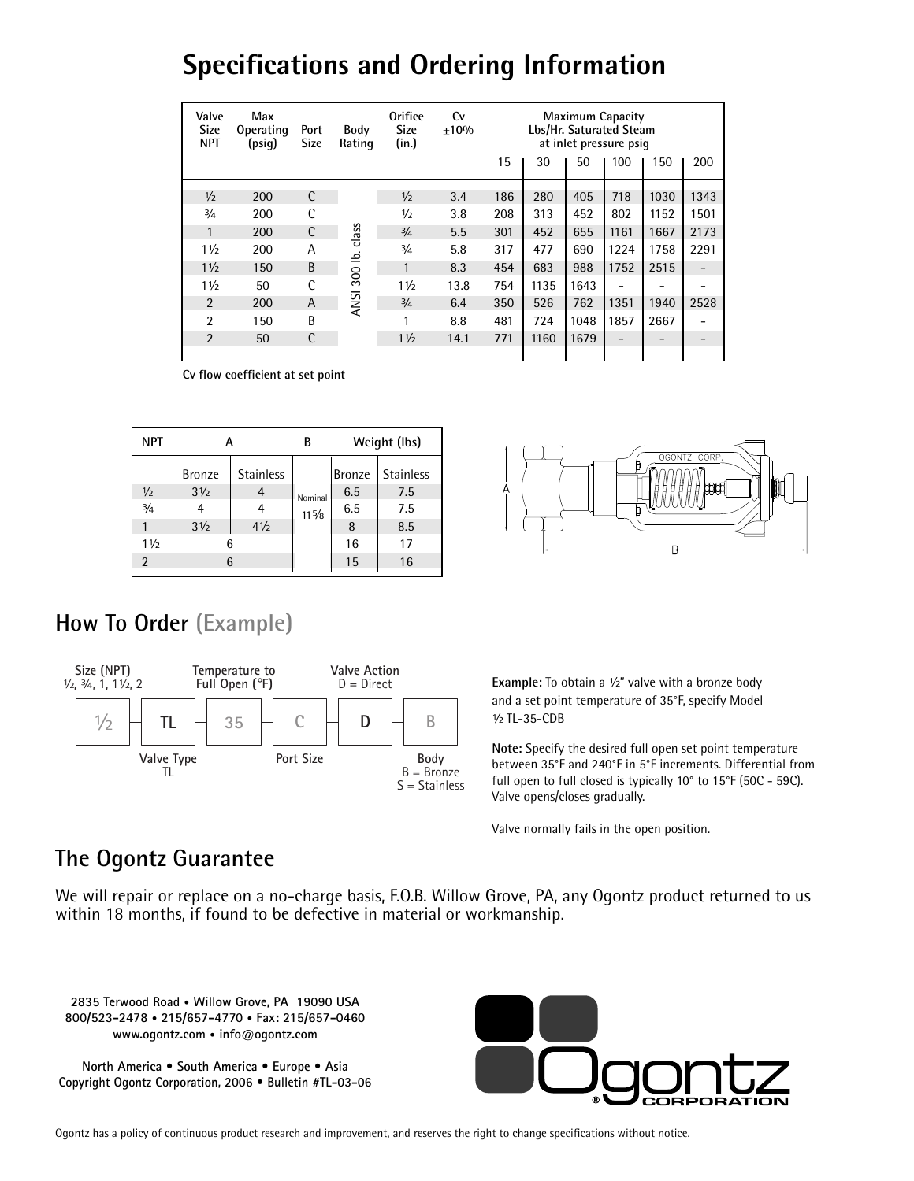# Specifications and Ordering Information

| Valve Size NPT | Max Operating (psig) | Port Size | Body Rating | Orifice Size (in.) | Cv ±10% | Maximum Capacity Lbs/Hr. Saturated Steam at inlet pressure psig | | | | | |
|---|---|---|---|---|---|---|---|---|---|---|---|
| | | | | | | 15 | 30 | 50 | 100 | 150 | 200 |
| ½ | 200 | C | ANSI 300 lb. class | ½ | 3.4 | 186 | 280 | 405 | 718 | 1030 | 1343 |
| ¾ | 200 | C | | ½ | 3.8 | 208 | 313 | 452 | 802 | 1152 | 1501 |
| 1 | 200 | C | | ¾ | 5.5 | 301 | 452 | 655 | 1161 | 1667 | 2173 |
| 1½ | 200 | A | | ¾ | 5.8 | 317 | 477 | 690 | 1224 | 1758 | 2291 |
| 1½ | 150 | B | | 1 | 8.3 | 454 | 683 | 988 | 1752 | 2515 | - |
| 1½ | 50 | C | | 1½ | 13.8 | 754 | 1135 | 1643 | - | - | - |
| 2 | 200 | A | | ¾ | 6.4 | 350 | 526 | 762 | 1351 | 1940 | 2528 |
| 2 | 150 | B | | 1 | 8.8 | 481 | 724 | 1048 | 1857 | 2667 | - |
| 2 | 50 | C | | 1½ | 14.1 | 771 | 1160 | 1679 | - | - | - |

**Cv flow coefficient at set point**

| NPT | A | | B | Weight (lbs) | |
|---|---|---|---|---|---|
| | Bronze | Stainless | | Bronze | Stainless |
| ½ | 3½ | 4 | Nominal 11⅝ | 6.5 | 7.5 |
| ¾ | 4 | 4 | | 6.5 | 7.5 |
| 1 | 3½ | 4½ | | 8 | 8.5 |
| 1½ | 6 | | | 16 | 17 |
| 2 | 6 | | | 15 | 16 |

OGONTZ CORP.

A

B

## How To Order (Example)

| Size (NPT) ½, ¾, 1, 1½, 2 | Valve Type TL | Temperature to Full Open (°F) | Port Size | Valve Action D = Direct | Body B = Bronze S = Stainless |
|---|---|---|---|---|---|
| ½ | TL | 35 | C | D | B |

**Example:** To obtain a ½" valve with a bronze body and a set point temperature of 35°F, specify Model ½ TL-35-CDB

**Note:** Specify the desired full open set point temperature between 35°F and 240°F in 5°F increments. Differential from full open to full closed is typically 10° to 15°F (50C - 59C). Valve opens/closes gradually.

Valve normally fails in the open position.

## The Ogontz Guarantee

We will repair or replace on a no-charge basis, F.O.B. Willow Grove, PA, any Ogontz product returned to us within 18 months, if found to be defective in material or workmanship.

**2835 Terwood Road • Willow Grove, PA 19090 USA**
**800/523-2478 • 215/657-4770 • Fax: 215/657-0460**
**www.ogontz.com • info@ogontz.com**

**North America • South America • Europe • Asia**
**Copyright Ogontz Corporation, 2006 • Bulletin #TL-03-06**

Ogontz® CORPORATION

Ogontz has a policy of continuous product research and improvement, and reserves the right to change specifications without notice.